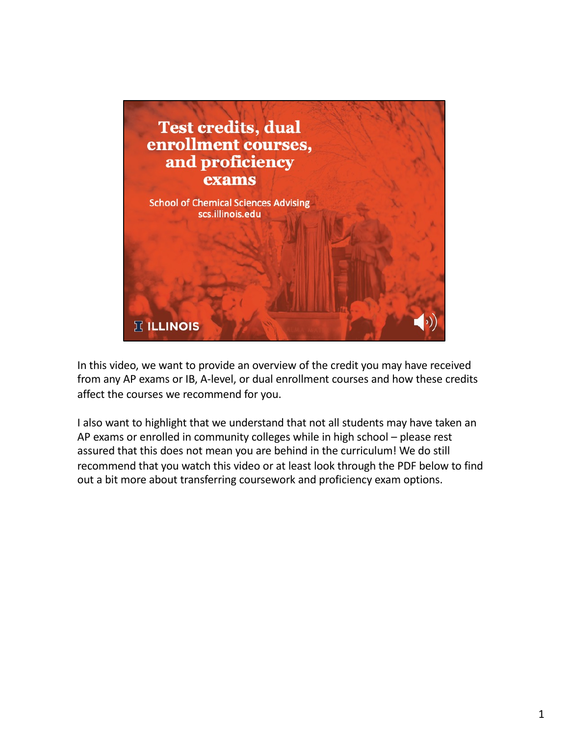# Test credits, dual enrollment courses, and proficiency exams

School of Chemical Sciences Advising
scs.illinois.edu

ILLINOIS

In this video, we want to provide an overview of the credit you may have received from any AP exams or IB, A-level, or dual enrollment courses and how these credits affect the courses we recommend for you.

I also want to highlight that we understand that not all students may have taken an AP exams or enrolled in community colleges while in high school – please rest assured that this does not mean you are behind in the curriculum! We do still recommend that you watch this video or at least look through the PDF below to find out a bit more about transferring coursework and proficiency exam options.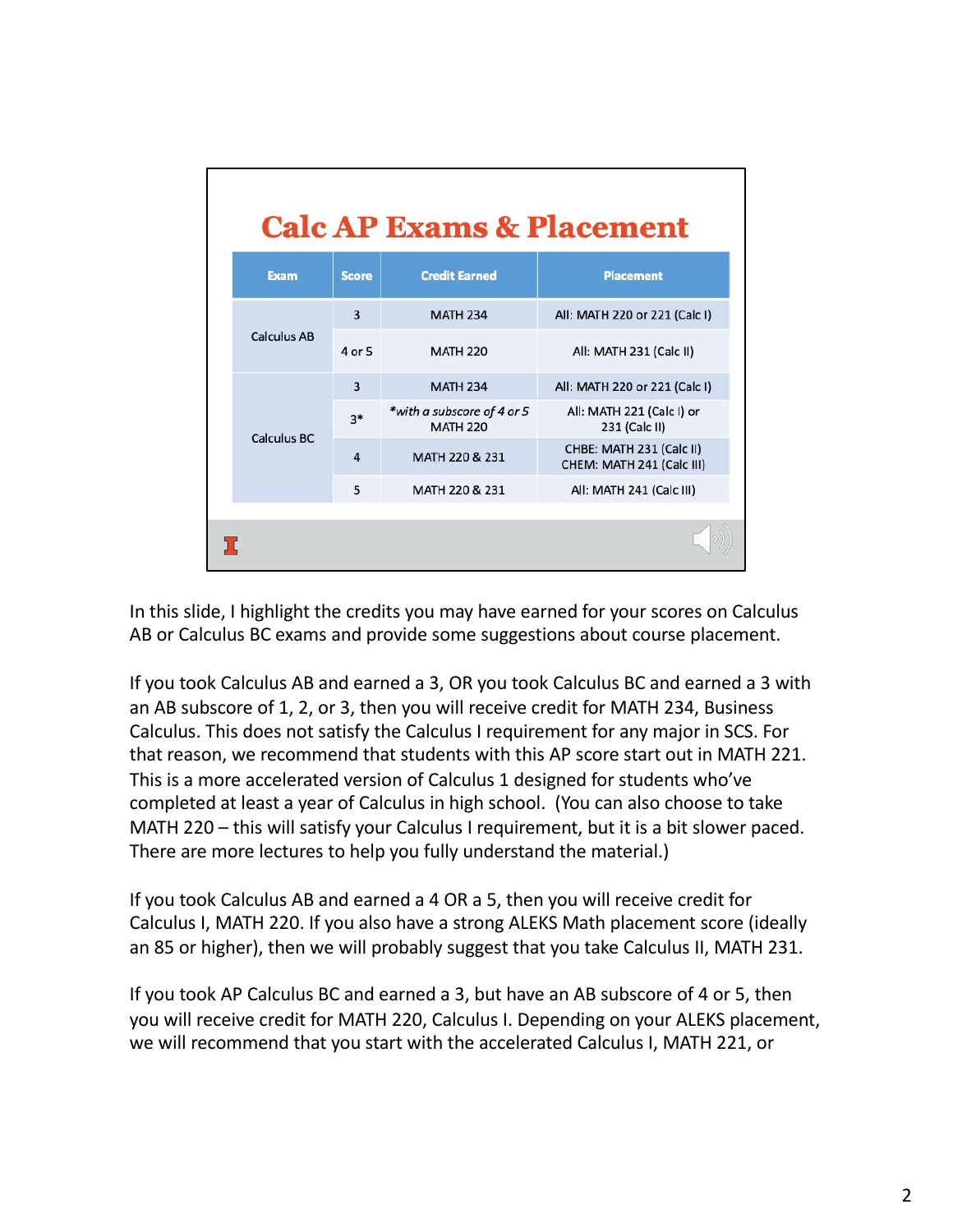## Calc AP Exams & Placement

| Exam | Score | Credit Earned | Placement |
|---|---|---|---|
| Calculus AB | 3 | MATH 234 | All: MATH 220 or 221 (Calc I) |
| | 4 or 5 | MATH 220 | All: MATH 231 (Calc II) |
| Calculus BC | 3 | MATH 234 | All: MATH 220 or 221 (Calc I) |
| | 3* | *with a subscore of 4 or 5* MATH 220 | All: MATH 221 (Calc I) or 231 (Calc II) |
| | 4 | MATH 220 & 231 | CHBE: MATH 231 (Calc II) CHEM: MATH 241 (Calc III) |
| | 5 | MATH 220 & 231 | All: MATH 241 (Calc III) |

In this slide, I highlight the credits you may have earned for your scores on Calculus AB or Calculus BC exams and provide some suggestions about course placement.

If you took Calculus AB and earned a 3, OR you took Calculus BC and earned a 3 with an AB subscore of 1, 2, or 3, then you will receive credit for MATH 234, Business Calculus. This does not satisfy the Calculus I requirement for any major in SCS. For that reason, we recommend that students with this AP score start out in MATH 221. This is a more accelerated version of Calculus 1 designed for students who've completed at least a year of Calculus in high school. (You can also choose to take MATH 220 – this will satisfy your Calculus I requirement, but it is a bit slower paced. There are more lectures to help you fully understand the material.)

If you took Calculus AB and earned a 4 OR a 5, then you will receive credit for Calculus I, MATH 220. If you also have a strong ALEKS Math placement score (ideally an 85 or higher), then we will probably suggest that you take Calculus II, MATH 231.

If you took AP Calculus BC and earned a 3, but have an AB subscore of 4 or 5, then you will receive credit for MATH 220, Calculus I. Depending on your ALEKS placement, we will recommend that you start with the accelerated Calculus I, MATH 221, or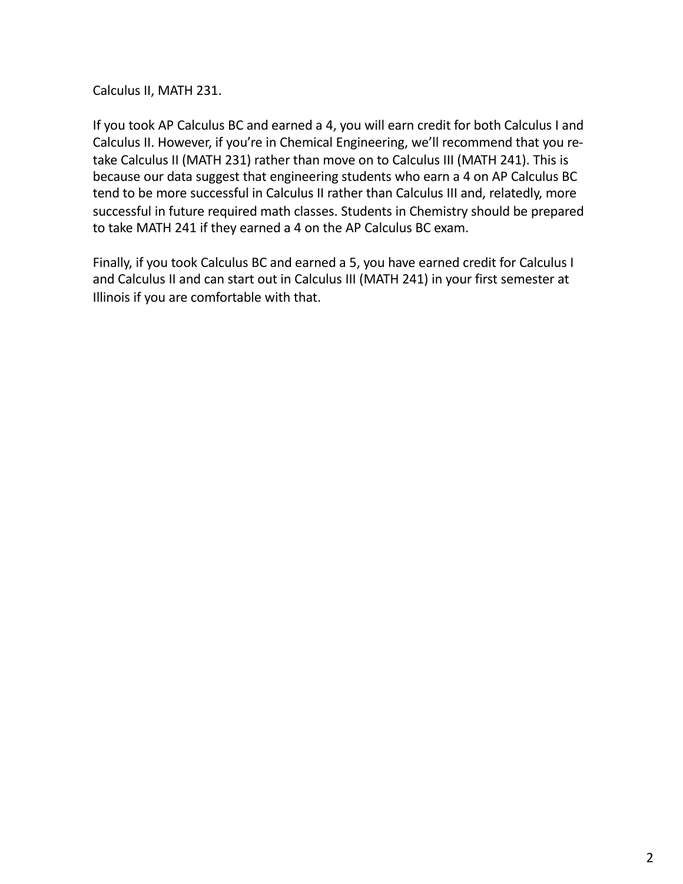Calculus II, MATH 231.

If you took AP Calculus BC and earned a 4, you will earn credit for both Calculus I and Calculus II. However, if you're in Chemical Engineering, we'll recommend that you re-take Calculus II (MATH 231) rather than move on to Calculus III (MATH 241). This is because our data suggest that engineering students who earn a 4 on AP Calculus BC tend to be more successful in Calculus II rather than Calculus III and, relatedly, more successful in future required math classes. Students in Chemistry should be prepared to take MATH 241 if they earned a 4 on the AP Calculus BC exam.

Finally, if you took Calculus BC and earned a 5, you have earned credit for Calculus I and Calculus II and can start out in Calculus III (MATH 241) in your first semester at Illinois if you are comfortable with that.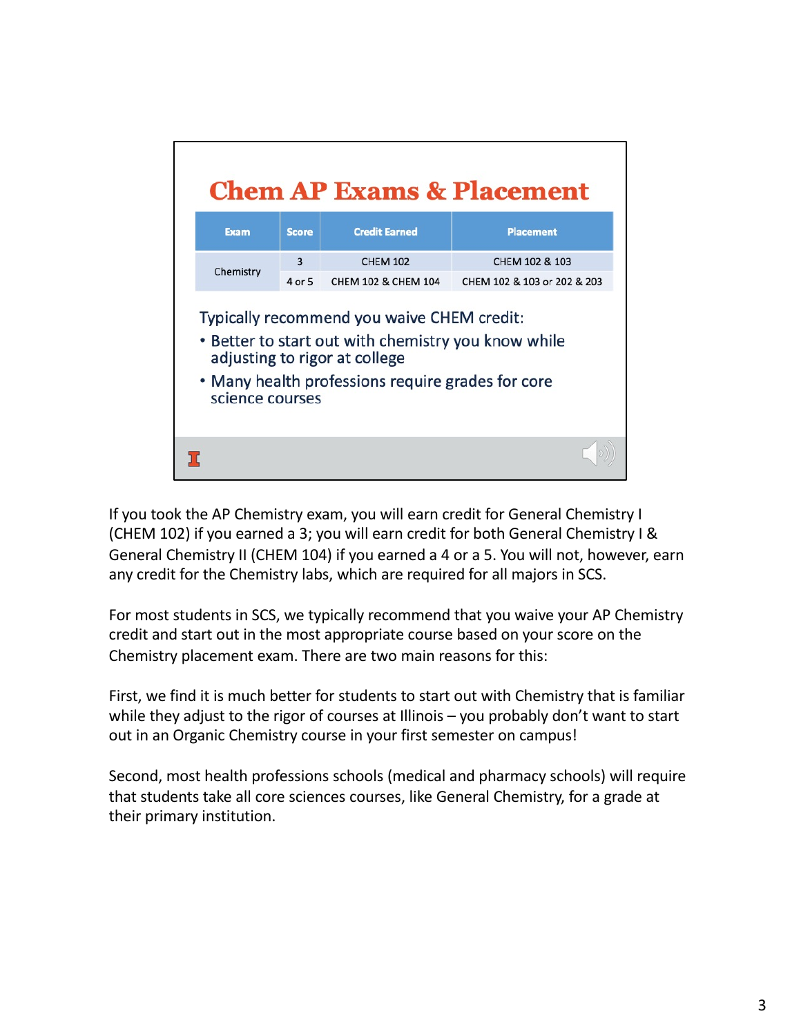# Chem AP Exams & Placement

| Exam | Score | Credit Earned | Placement |
| --- | --- | --- | --- |
| Chemistry | 3 | CHEM 102 | CHEM 102 & 103 |
| | 4 or 5 | CHEM 102 & CHEM 104 | CHEM 102 & 103 or 202 & 203 |

Typically recommend you waive CHEM credit:

- Better to start out with chemistry you know while adjusting to rigor at college
- Many health professions require grades for core science courses

If you took the AP Chemistry exam, you will earn credit for General Chemistry I (CHEM 102) if you earned a 3; you will earn credit for both General Chemistry I & General Chemistry II (CHEM 104) if you earned a 4 or a 5. You will not, however, earn any credit for the Chemistry labs, which are required for all majors in SCS.

For most students in SCS, we typically recommend that you waive your AP Chemistry credit and start out in the most appropriate course based on your score on the Chemistry placement exam. There are two main reasons for this:

First, we find it is much better for students to start out with Chemistry that is familiar while they adjust to the rigor of courses at Illinois – you probably don't want to start out in an Organic Chemistry course in your first semester on campus!

Second, most health professions schools (medical and pharmacy schools) will require that students take all core sciences courses, like General Chemistry, for a grade at their primary institution.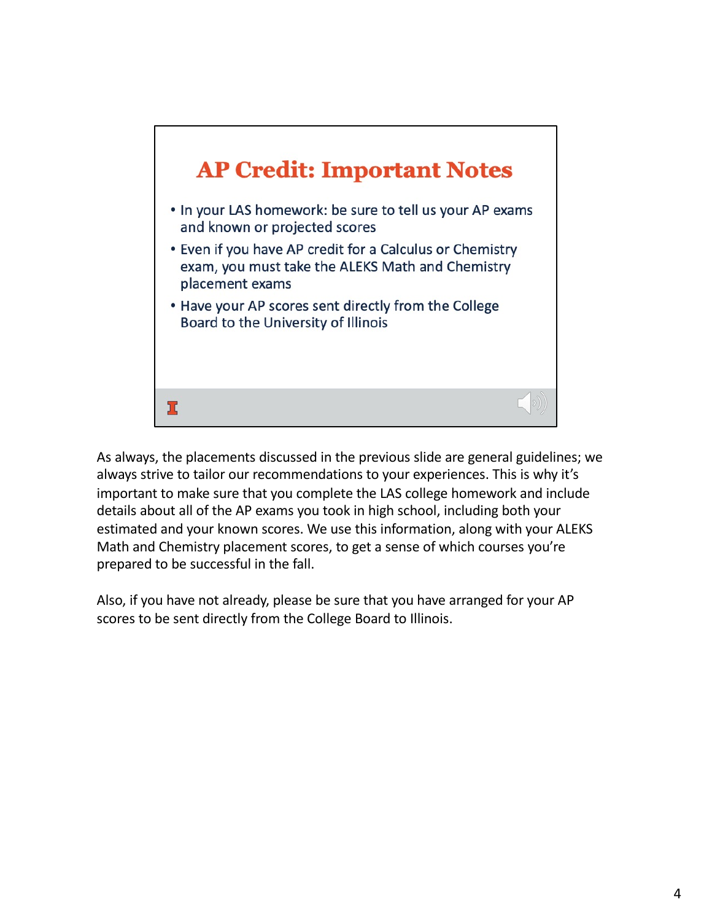## AP Credit: Important Notes

- In your LAS homework: be sure to tell us your AP exams and known or projected scores
- Even if you have AP credit for a Calculus or Chemistry exam, you must take the ALEKS Math and Chemistry placement exams
- Have your AP scores sent directly from the College Board to the University of Illinois

As always, the placements discussed in the previous slide are general guidelines; we always strive to tailor our recommendations to your experiences. This is why it's important to make sure that you complete the LAS college homework and include details about all of the AP exams you took in high school, including both your estimated and your known scores. We use this information, along with your ALEKS Math and Chemistry placement scores, to get a sense of which courses you're prepared to be successful in the fall.

Also, if you have not already, please be sure that you have arranged for your AP scores to be sent directly from the College Board to Illinois.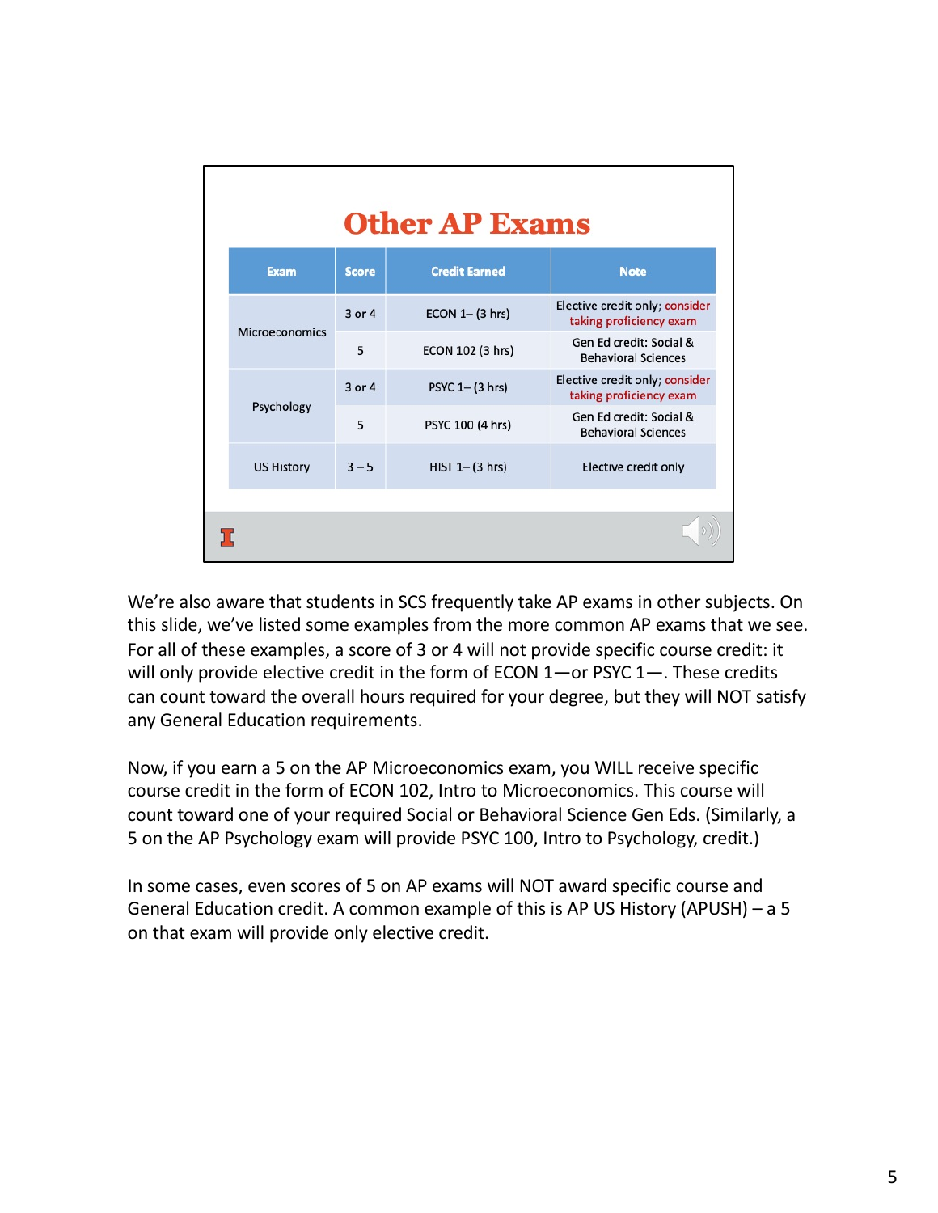## Other AP Exams

| Exam | Score | Credit Earned | Note |
|---|---|---|---|
| Microeconomics | 3 or 4 | ECON 1– (3 hrs) | Elective credit only; consider taking proficiency exam |
| | 5 | ECON 102 (3 hrs) | Gen Ed credit: Social & Behavioral Sciences |
| Psychology | 3 or 4 | PSYC 1– (3 hrs) | Elective credit only; consider taking proficiency exam |
| | 5 | PSYC 100 (4 hrs) | Gen Ed credit: Social & Behavioral Sciences |
| US History | 3 – 5 | HIST 1– (3 hrs) | Elective credit only |

We're also aware that students in SCS frequently take AP exams in other subjects. On this slide, we've listed some examples from the more common AP exams that we see. For all of these examples, a score of 3 or 4 will not provide specific course credit: it will only provide elective credit in the form of ECON 1—or PSYC 1—. These credits can count toward the overall hours required for your degree, but they will NOT satisfy any General Education requirements.

Now, if you earn a 5 on the AP Microeconomics exam, you WILL receive specific course credit in the form of ECON 102, Intro to Microeconomics. This course will count toward one of your required Social or Behavioral Science Gen Eds. (Similarly, a 5 on the AP Psychology exam will provide PSYC 100, Intro to Psychology, credit.)

In some cases, even scores of 5 on AP exams will NOT award specific course and General Education credit. A common example of this is AP US History (APUSH) – a 5 on that exam will provide only elective credit.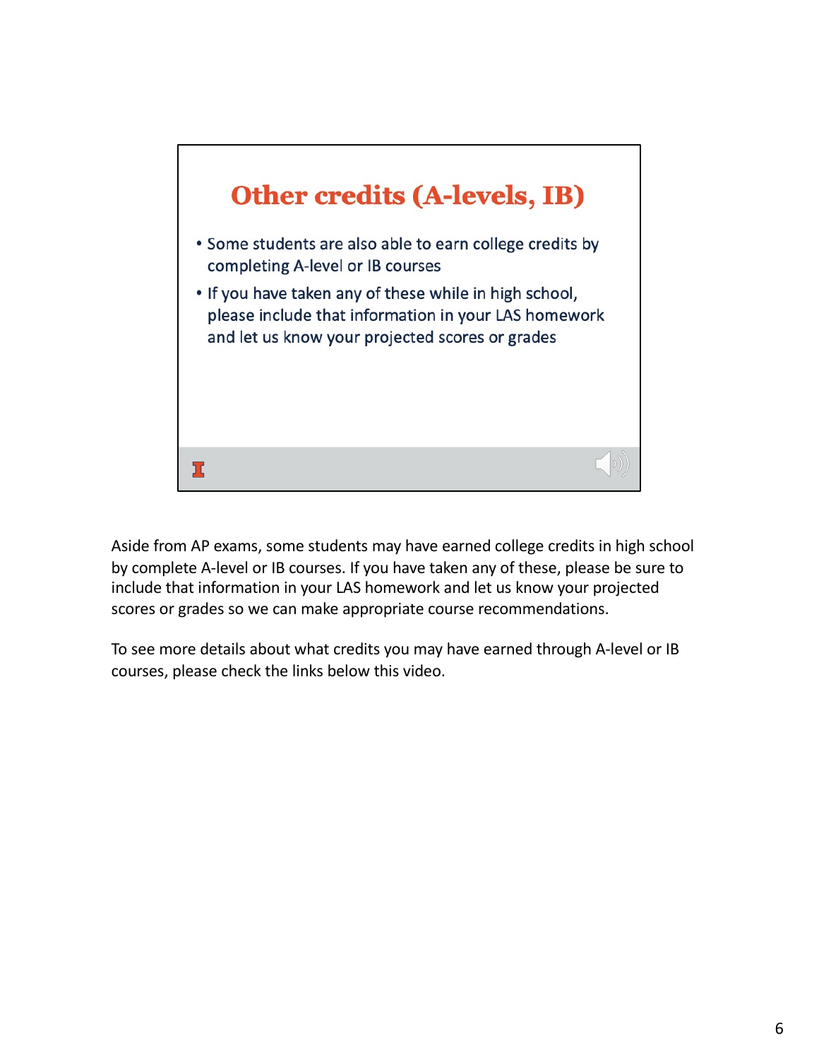## Other credits (A-levels, IB)

- Some students are also able to earn college credits by completing A-level or IB courses
- If you have taken any of these while in high school, please include that information in your LAS homework and let us know your projected scores or grades

Aside from AP exams, some students may have earned college credits in high school by complete A-level or IB courses. If you have taken any of these, please be sure to include that information in your LAS homework and let us know your projected scores or grades so we can make appropriate course recommendations.

To see more details about what credits you may have earned through A-level or IB courses, please check the links below this video.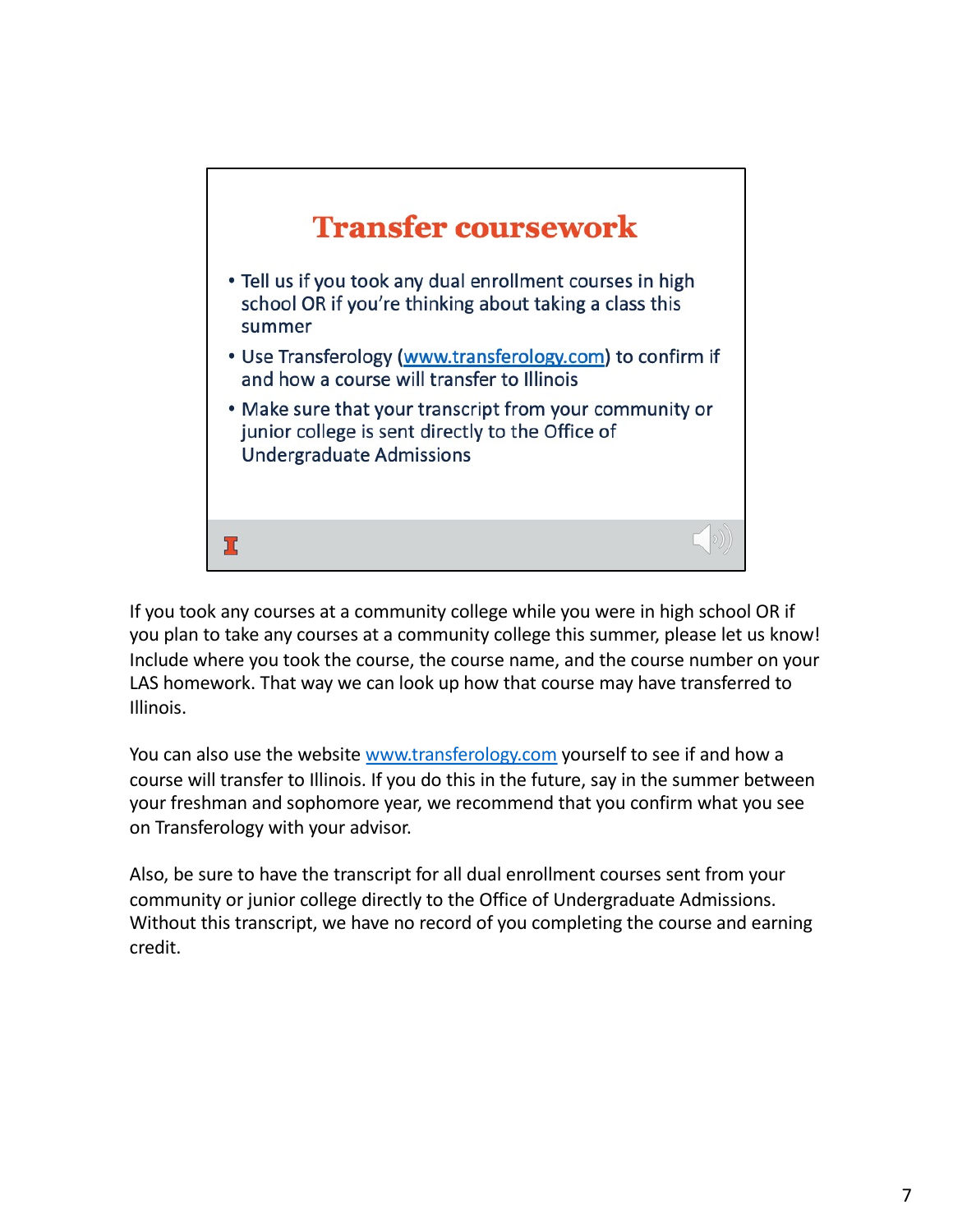## Transfer coursework

- Tell us if you took any dual enrollment courses in high school OR if you're thinking about taking a class this summer
- Use Transferology (www.transferology.com) to confirm if and how a course will transfer to Illinois
- Make sure that your transcript from your community or junior college is sent directly to the Office of Undergraduate Admissions

If you took any courses at a community college while you were in high school OR if you plan to take any courses at a community college this summer, please let us know! Include where you took the course, the course name, and the course number on your LAS homework. That way we can look up how that course may have transferred to Illinois.

You can also use the website www.transferology.com yourself to see if and how a course will transfer to Illinois. If you do this in the future, say in the summer between your freshman and sophomore year, we recommend that you confirm what you see on Transferology with your advisor.

Also, be sure to have the transcript for all dual enrollment courses sent from your community or junior college directly to the Office of Undergraduate Admissions. Without this transcript, we have no record of you completing the course and earning credit.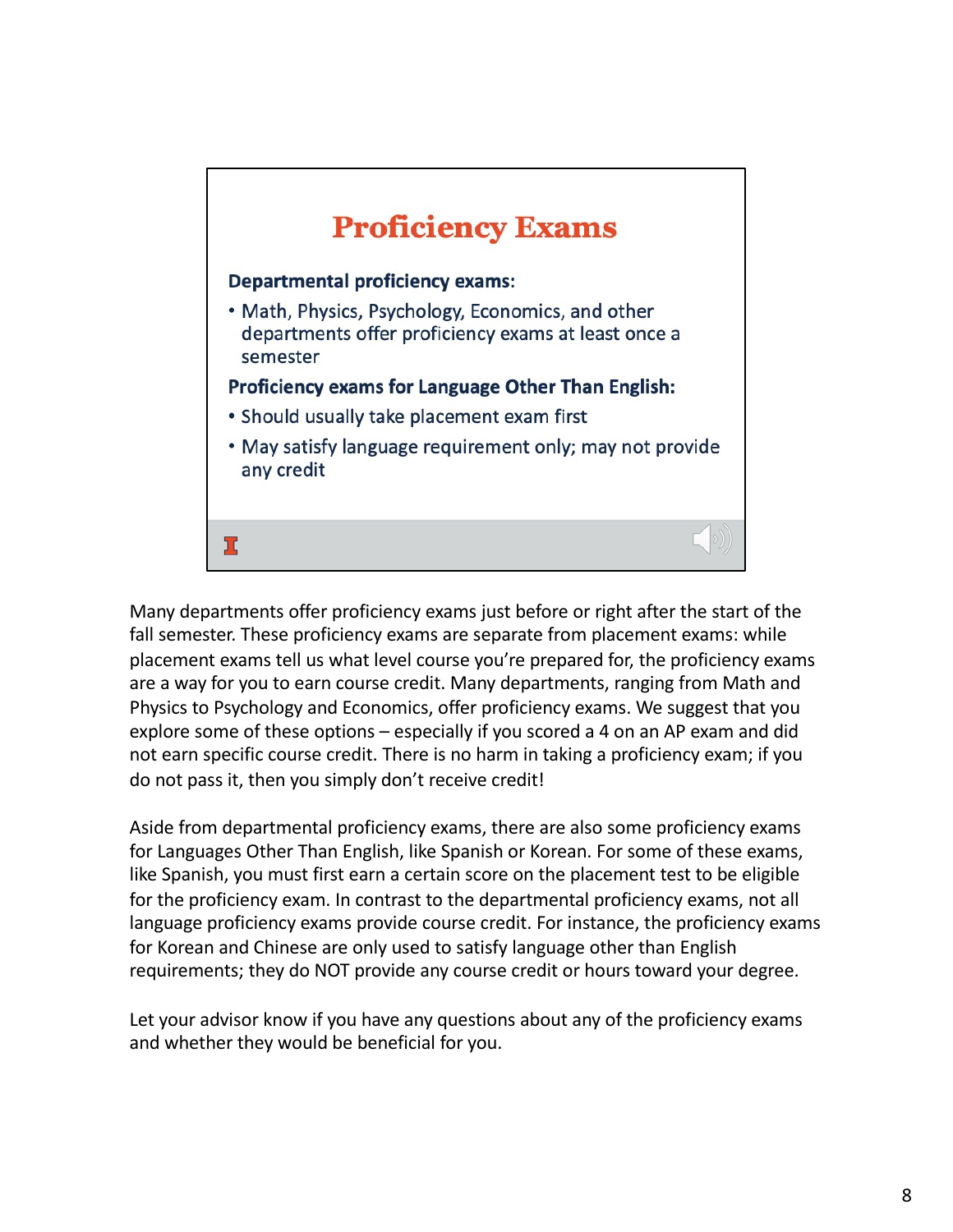# Proficiency Exams

**Departmental proficiency exams:**

- Math, Physics, Psychology, Economics, and other departments offer proficiency exams at least once a semester

**Proficiency exams for Language Other Than English:**

- Should usually take placement exam first
- May satisfy language requirement only; may not provide any credit

Many departments offer proficiency exams just before or right after the start of the fall semester. These proficiency exams are separate from placement exams: while placement exams tell us what level course you're prepared for, the proficiency exams are a way for you to earn course credit. Many departments, ranging from Math and Physics to Psychology and Economics, offer proficiency exams. We suggest that you explore some of these options – especially if you scored a 4 on an AP exam and did not earn specific course credit. There is no harm in taking a proficiency exam; if you do not pass it, then you simply don't receive credit!

Aside from departmental proficiency exams, there are also some proficiency exams for Languages Other Than English, like Spanish or Korean. For some of these exams, like Spanish, you must first earn a certain score on the placement test to be eligible for the proficiency exam. In contrast to the departmental proficiency exams, not all language proficiency exams provide course credit. For instance, the proficiency exams for Korean and Chinese are only used to satisfy language other than English requirements; they do NOT provide any course credit or hours toward your degree.

Let your advisor know if you have any questions about any of the proficiency exams and whether they would be beneficial for you.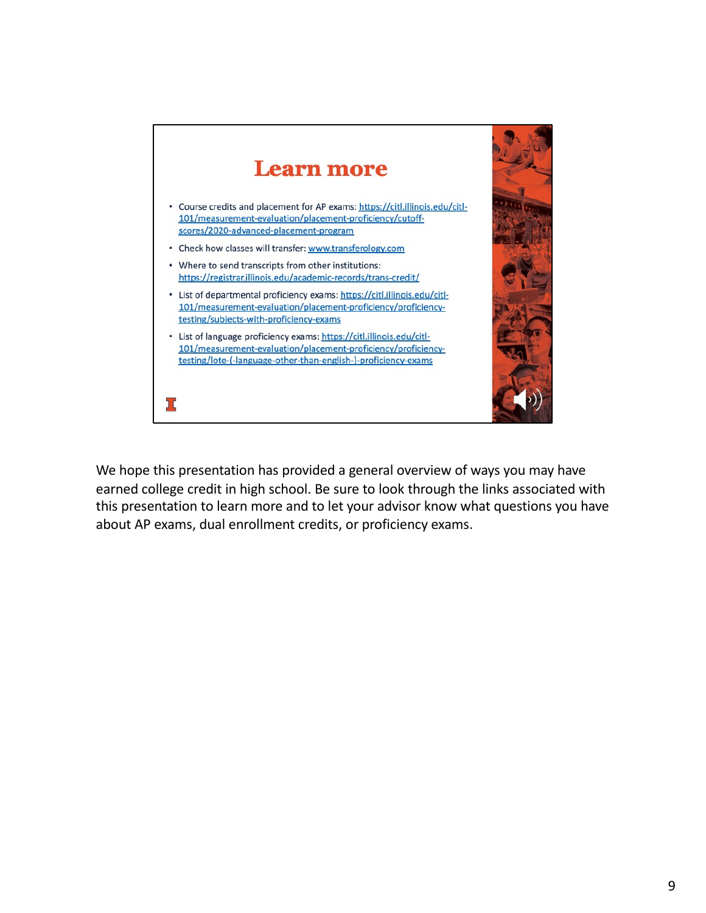# Learn more

- Course credits and placement for AP exams: https://citl.illinois.edu/citl-101/measurement-evaluation/placement-proficiency/cutoff-scores/2020-advanced-placement-program
- Check how classes will transfer: www.transferology.com
- Where to send transcripts from other institutions: https://registrar.illinois.edu/academic-records/trans-credit/
- List of departmental proficiency exams: https://citl.illinois.edu/citl-101/measurement-evaluation/placement-proficiency/proficiency-testing/subjects-with-proficiency-exams
- List of language proficiency exams: https://citl.illinois.edu/citl-101/measurement-evaluation/placement-proficiency/proficiency-testing/lote-(-language-other-than-english-)-proficiency-exams

We hope this presentation has provided a general overview of ways you may have earned college credit in high school. Be sure to look through the links associated with this presentation to learn more and to let your advisor know what questions you have about AP exams, dual enrollment credits, or proficiency exams.